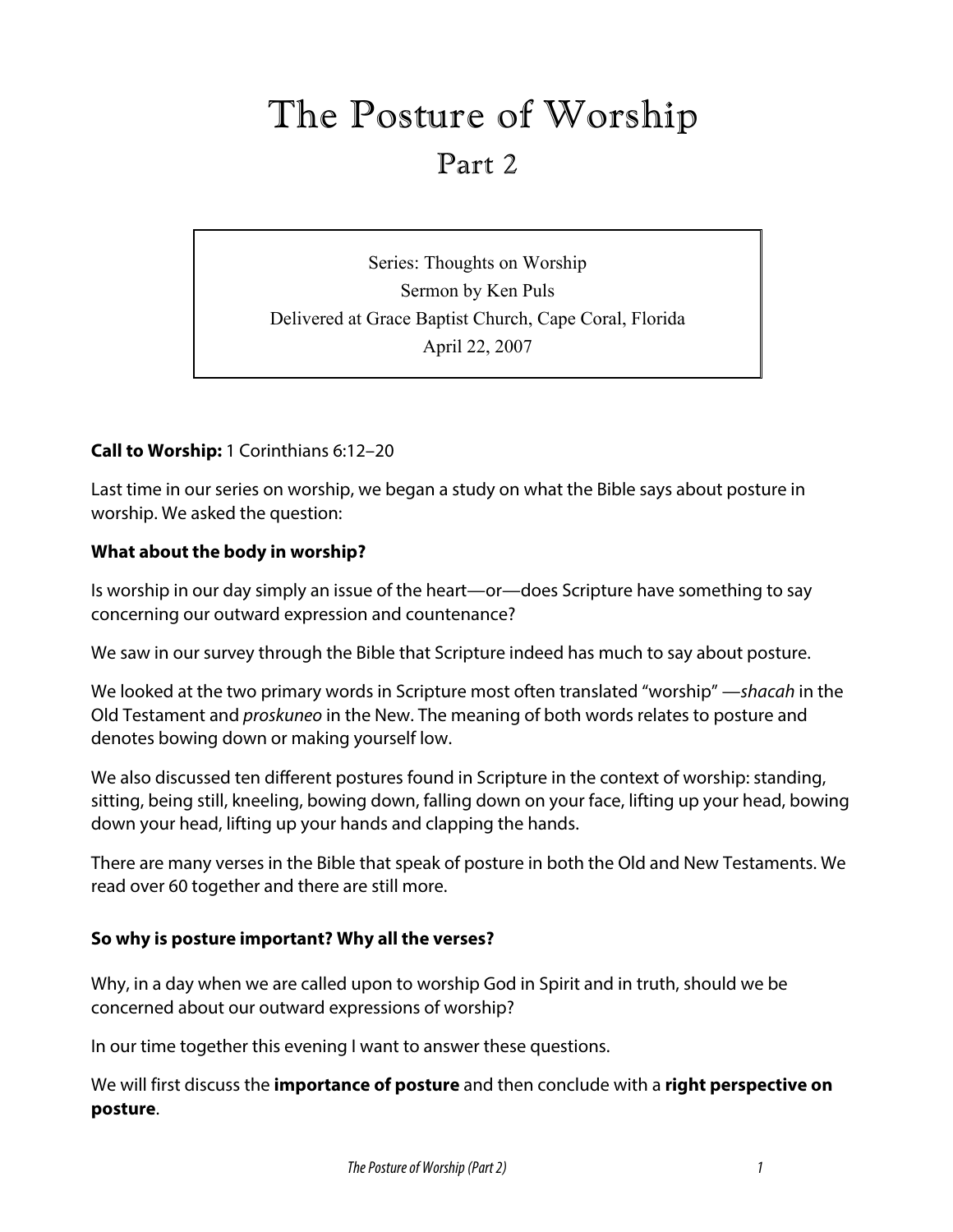# The Posture of Worship

## Part 2

Series: Thoughts on Worship
Sermon by Ken Puls
Delivered at Grace Baptist Church, Cape Coral, Florida
April 22, 2007

**Call to Worship:** 1 Corinthians 6:12–20

Last time in our series on worship, we began a study on what the Bible says about posture in worship. We asked the question:

**What about the body in worship?**

Is worship in our day simply an issue of the heart—or—does Scripture have something to say concerning our outward expression and countenance?

We saw in our survey through the Bible that Scripture indeed has much to say about posture.

We looked at the two primary words in Scripture most often translated "worship" —*shacah* in the Old Testament and *proskuneo* in the New. The meaning of both words relates to posture and denotes bowing down or making yourself low.

We also discussed ten different postures found in Scripture in the context of worship: standing, sitting, being still, kneeling, bowing down, falling down on your face, lifting up your head, bowing down your head, lifting up your hands and clapping the hands.

There are many verses in the Bible that speak of posture in both the Old and New Testaments. We read over 60 together and there are still more.

**So why is posture important? Why all the verses?**

Why, in a day when we are called upon to worship God in Spirit and in truth, should we be concerned about our outward expressions of worship?

In our time together this evening I want to answer these questions.

We will first discuss the **importance of posture** and then conclude with a **right perspective on posture**.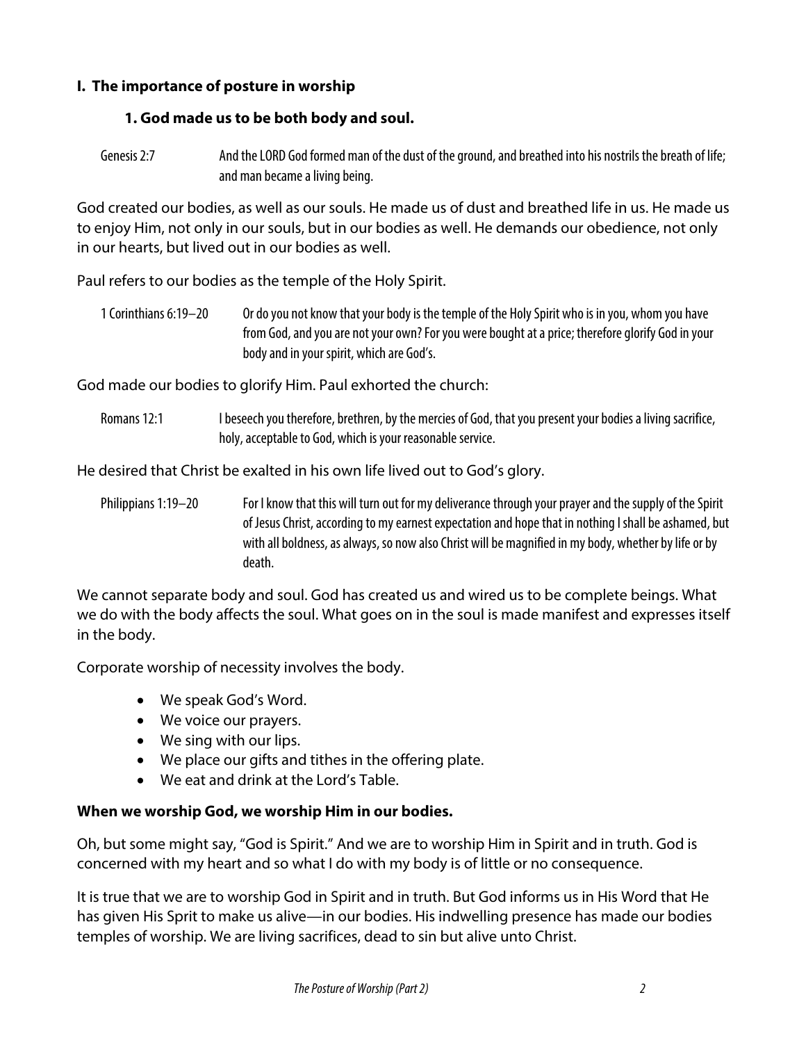## I. The importance of posture in worship

### 1. God made us to be both body and soul.

Genesis 2:7 — And the LORD God formed man of the dust of the ground, and breathed into his nostrils the breath of life; and man became a living being.

God created our bodies, as well as our souls. He made us of dust and breathed life in us. He made us to enjoy Him, not only in our souls, but in our bodies as well. He demands our obedience, not only in our hearts, but lived out in our bodies as well.

Paul refers to our bodies as the temple of the Holy Spirit.

1 Corinthians 6:19–20 — Or do you not know that your body is the temple of the Holy Spirit who is in you, whom you have from God, and you are not your own? For you were bought at a price; therefore glorify God in your body and in your spirit, which are God's.

God made our bodies to glorify Him. Paul exhorted the church:

Romans 12:1 — I beseech you therefore, brethren, by the mercies of God, that you present your bodies a living sacrifice, holy, acceptable to God, which is your reasonable service.

He desired that Christ be exalted in his own life lived out to God's glory.

Philippians 1:19–20 — For I know that this will turn out for my deliverance through your prayer and the supply of the Spirit of Jesus Christ, according to my earnest expectation and hope that in nothing I shall be ashamed, but with all boldness, as always, so now also Christ will be magnified in my body, whether by life or by death.

We cannot separate body and soul. God has created us and wired us to be complete beings. What we do with the body affects the soul. What goes on in the soul is made manifest and expresses itself in the body.

Corporate worship of necessity involves the body.

- We speak God's Word.
- We voice our prayers.
- We sing with our lips.
- We place our gifts and tithes in the offering plate.
- We eat and drink at the Lord's Table.

**When we worship God, we worship Him in our bodies.**

Oh, but some might say, "God is Spirit." And we are to worship Him in Spirit and in truth. God is concerned with my heart and so what I do with my body is of little or no consequence.

It is true that we are to worship God in Spirit and in truth. But God informs us in His Word that He has given His Sprit to make us alive—in our bodies. His indwelling presence has made our bodies temples of worship. We are living sacrifices, dead to sin but alive unto Christ.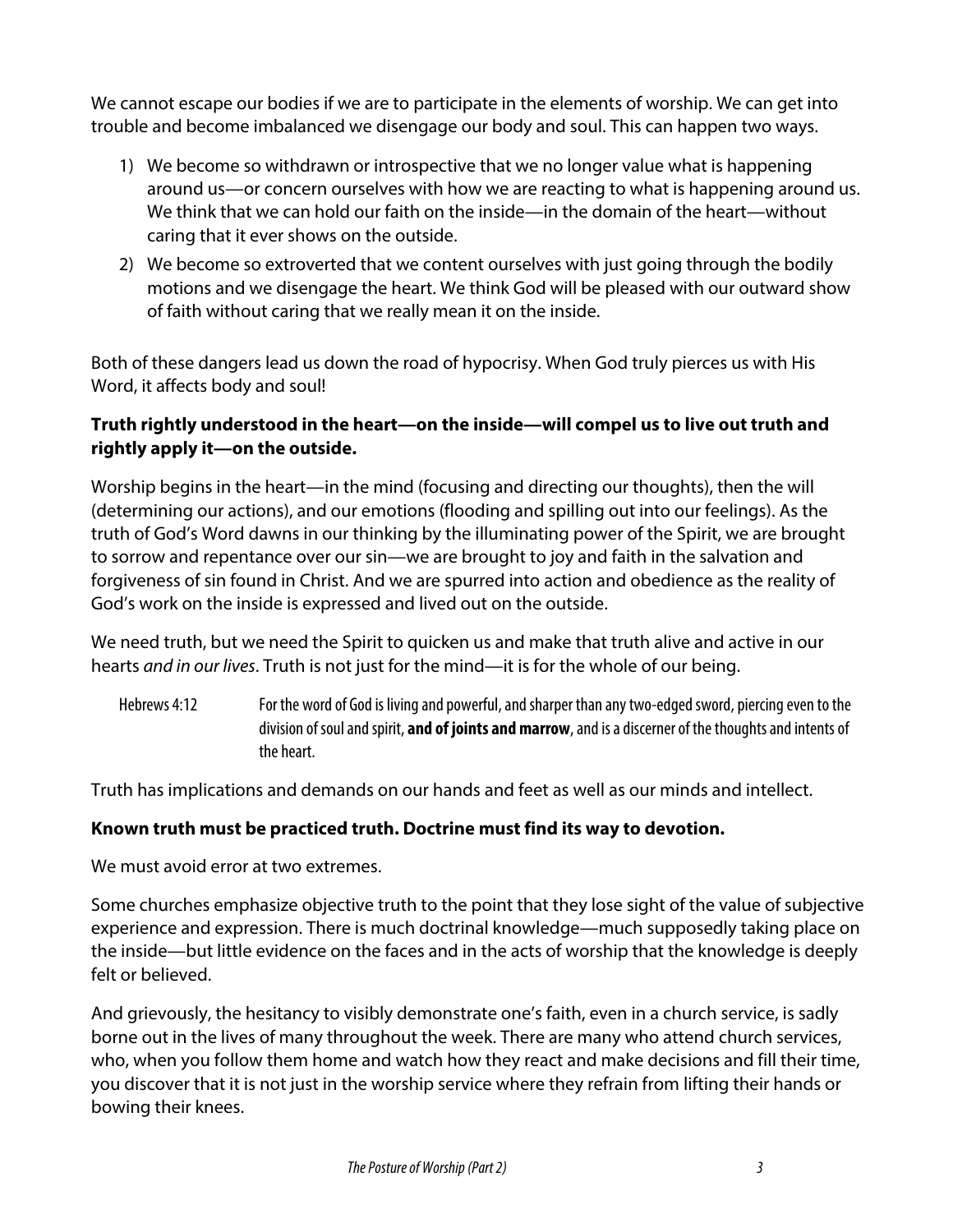We cannot escape our bodies if we are to participate in the elements of worship. We can get into trouble and become imbalanced we disengage our body and soul. This can happen two ways.

1) We become so withdrawn or introspective that we no longer value what is happening around us—or concern ourselves with how we are reacting to what is happening around us. We think that we can hold our faith on the inside—in the domain of the heart—without caring that it ever shows on the outside.
2) We become so extroverted that we content ourselves with just going through the bodily motions and we disengage the heart. We think God will be pleased with our outward show of faith without caring that we really mean it on the inside.

Both of these dangers lead us down the road of hypocrisy. When God truly pierces us with His Word, it affects body and soul!

**Truth rightly understood in the heart—on the inside—will compel us to live out truth and rightly apply it—on the outside.**

Worship begins in the heart—in the mind (focusing and directing our thoughts), then the will (determining our actions), and our emotions (flooding and spilling out into our feelings). As the truth of God's Word dawns in our thinking by the illuminating power of the Spirit, we are brought to sorrow and repentance over our sin—we are brought to joy and faith in the salvation and forgiveness of sin found in Christ. And we are spurred into action and obedience as the reality of God's work on the inside is expressed and lived out on the outside.

We need truth, but we need the Spirit to quicken us and make that truth alive and active in our hearts *and in our lives*. Truth is not just for the mind—it is for the whole of our being.

> Hebrews 4:12 — For the word of God is living and powerful, and sharper than any two-edged sword, piercing even to the division of soul and spirit, **and of joints and marrow**, and is a discerner of the thoughts and intents of the heart.

Truth has implications and demands on our hands and feet as well as our minds and intellect.

**Known truth must be practiced truth. Doctrine must find its way to devotion.**

We must avoid error at two extremes.

Some churches emphasize objective truth to the point that they lose sight of the value of subjective experience and expression. There is much doctrinal knowledge—much supposedly taking place on the inside—but little evidence on the faces and in the acts of worship that the knowledge is deeply felt or believed.

And grievously, the hesitancy to visibly demonstrate one's faith, even in a church service, is sadly borne out in the lives of many throughout the week. There are many who attend church services, who, when you follow them home and watch how they react and make decisions and fill their time, you discover that it is not just in the worship service where they refrain from lifting their hands or bowing their knees.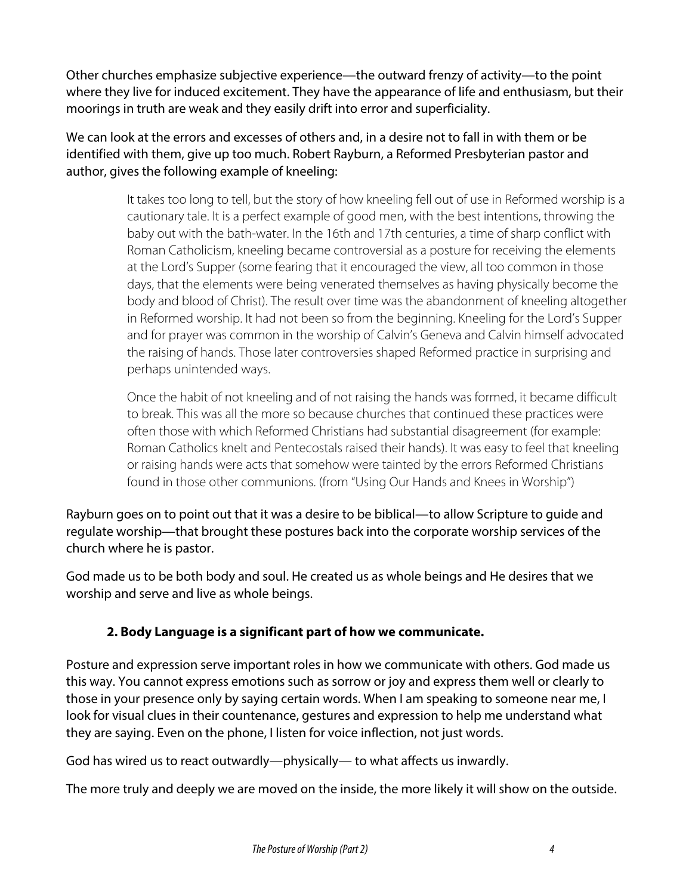Other churches emphasize subjective experience—the outward frenzy of activity—to the point where they live for induced excitement. They have the appearance of life and enthusiasm, but their moorings in truth are weak and they easily drift into error and superficiality.

We can look at the errors and excesses of others and, in a desire not to fall in with them or be identified with them, give up too much. Robert Rayburn, a Reformed Presbyterian pastor and author, gives the following example of kneeling:

> It takes too long to tell, but the story of how kneeling fell out of use in Reformed worship is a cautionary tale. It is a perfect example of good men, with the best intentions, throwing the baby out with the bath-water. In the 16th and 17th centuries, a time of sharp conflict with Roman Catholicism, kneeling became controversial as a posture for receiving the elements at the Lord's Supper (some fearing that it encouraged the view, all too common in those days, that the elements were being venerated themselves as having physically become the body and blood of Christ). The result over time was the abandonment of kneeling altogether in Reformed worship. It had not been so from the beginning. Kneeling for the Lord's Supper and for prayer was common in the worship of Calvin's Geneva and Calvin himself advocated the raising of hands. Those later controversies shaped Reformed practice in surprising and perhaps unintended ways.
>
> Once the habit of not kneeling and of not raising the hands was formed, it became difficult to break. This was all the more so because churches that continued these practices were often those with which Reformed Christians had substantial disagreement (for example: Roman Catholics knelt and Pentecostals raised their hands). It was easy to feel that kneeling or raising hands were acts that somehow were tainted by the errors Reformed Christians found in those other communions. (from "Using Our Hands and Knees in Worship")

Rayburn goes on to point out that it was a desire to be biblical—to allow Scripture to guide and regulate worship—that brought these postures back into the corporate worship services of the church where he is pastor.

God made us to be both body and soul. He created us as whole beings and He desires that we worship and serve and live as whole beings.

**2. Body Language is a significant part of how we communicate.**

Posture and expression serve important roles in how we communicate with others. God made us this way. You cannot express emotions such as sorrow or joy and express them well or clearly to those in your presence only by saying certain words. When I am speaking to someone near me, I look for visual clues in their countenance, gestures and expression to help me understand what they are saying. Even on the phone, I listen for voice inflection, not just words.

God has wired us to react outwardly—physically— to what affects us inwardly.

The more truly and deeply we are moved on the inside, the more likely it will show on the outside.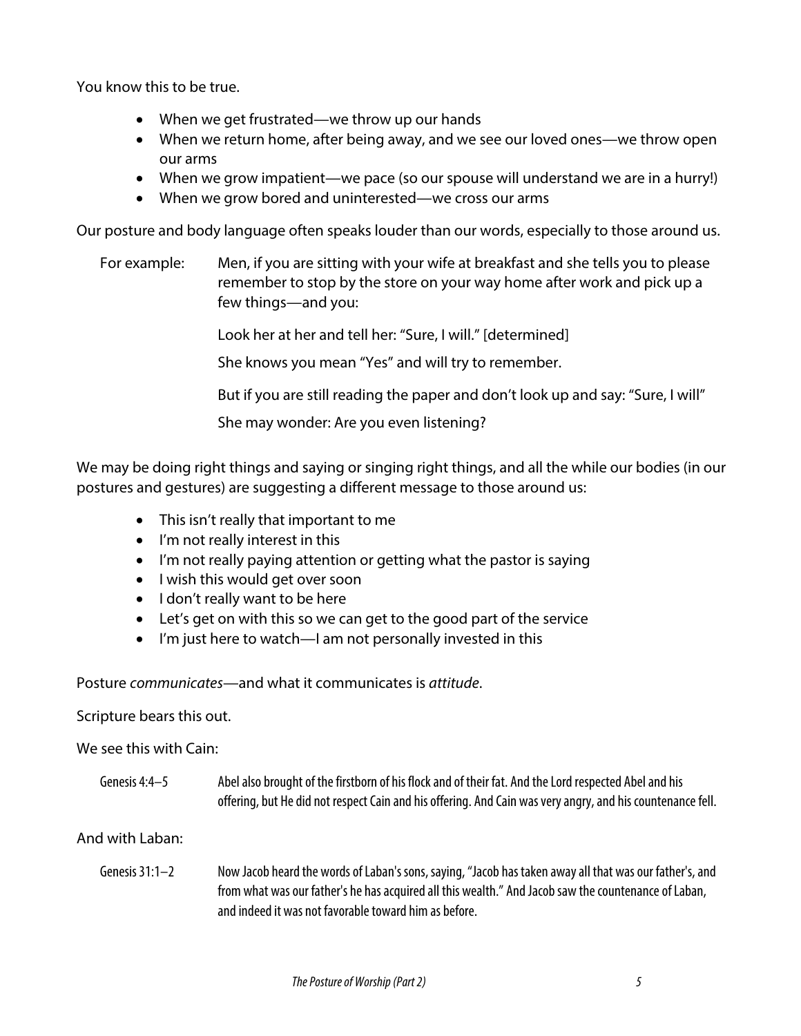You know this to be true.

- When we get frustrated—we throw up our hands
- When we return home, after being away, and we see our loved ones—we throw open our arms
- When we grow impatient—we pace (so our spouse will understand we are in a hurry!)
- When we grow bored and uninterested—we cross our arms

Our posture and body language often speaks louder than our words, especially to those around us.

For example: Men, if you are sitting with your wife at breakfast and she tells you to please remember to stop by the store on your way home after work and pick up a few things—and you:

Look her at her and tell her: "Sure, I will." [determined]

She knows you mean "Yes" and will try to remember.

But if you are still reading the paper and don't look up and say: "Sure, I will"

She may wonder: Are you even listening?

We may be doing right things and saying or singing right things, and all the while our bodies (in our postures and gestures) are suggesting a different message to those around us:

- This isn't really that important to me
- I'm not really interest in this
- I'm not really paying attention or getting what the pastor is saying
- I wish this would get over soon
- I don't really want to be here
- Let's get on with this so we can get to the good part of the service
- I'm just here to watch—I am not personally invested in this

Posture *communicates*—and what it communicates is *attitude*.

Scripture bears this out.

We see this with Cain:

Genesis 4:4–5 Abel also brought of the firstborn of his flock and of their fat. And the Lord respected Abel and his offering, but He did not respect Cain and his offering. And Cain was very angry, and his countenance fell.

And with Laban:

Genesis 31:1–2 Now Jacob heard the words of Laban's sons, saying, "Jacob has taken away all that was our father's, and from what was our father's he has acquired all this wealth." And Jacob saw the countenance of Laban, and indeed it was not favorable toward him as before.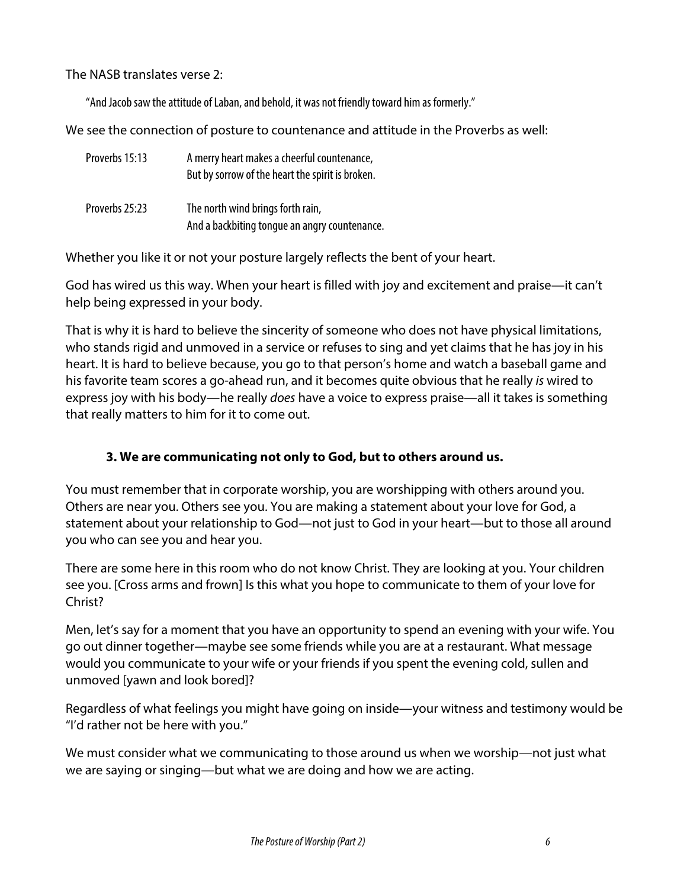The NASB translates verse 2:

> "And Jacob saw the attitude of Laban, and behold, it was not friendly toward him as formerly."

We see the connection of posture to countenance and attitude in the Proverbs as well:

| | |
|---|---|
| Proverbs 15:13 | A merry heart makes a cheerful countenance,<br>But by sorrow of the heart the spirit is broken. |
| Proverbs 25:23 | The north wind brings forth rain,<br>And a backbiting tongue an angry countenance. |

Whether you like it or not your posture largely reflects the bent of your heart.

God has wired us this way. When your heart is filled with joy and excitement and praise—it can't help being expressed in your body.

That is why it is hard to believe the sincerity of someone who does not have physical limitations, who stands rigid and unmoved in a service or refuses to sing and yet claims that he has joy in his heart. It is hard to believe because, you go to that person's home and watch a baseball game and his favorite team scores a go-ahead run, and it becomes quite obvious that he really *is* wired to express joy with his body—he really *does* have a voice to express praise—all it takes is something that really matters to him for it to come out.

### 3. We are communicating not only to God, but to others around us.

You must remember that in corporate worship, you are worshipping with others around you. Others are near you. Others see you. You are making a statement about your love for God, a statement about your relationship to God—not just to God in your heart—but to those all around you who can see you and hear you.

There are some here in this room who do not know Christ. They are looking at you. Your children see you. [Cross arms and frown] Is this what you hope to communicate to them of your love for Christ?

Men, let's say for a moment that you have an opportunity to spend an evening with your wife. You go out dinner together—maybe see some friends while you are at a restaurant. What message would you communicate to your wife or your friends if you spent the evening cold, sullen and unmoved [yawn and look bored]?

Regardless of what feelings you might have going on inside—your witness and testimony would be "I'd rather not be here with you."

We must consider what we communicating to those around us when we worship—not just what we are saying or singing—but what we are doing and how we are acting.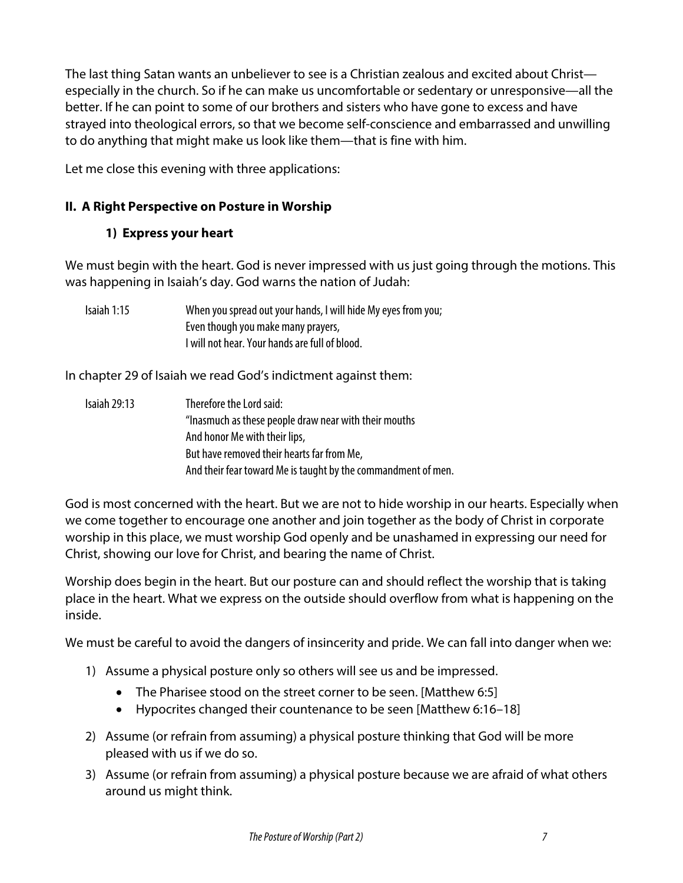The last thing Satan wants an unbeliever to see is a Christian zealous and excited about Christ—especially in the church. So if he can make us uncomfortable or sedentary or unresponsive—all the better. If he can point to some of our brothers and sisters who have gone to excess and have strayed into theological errors, so that we become self-conscience and embarrassed and unwilling to do anything that might make us look like them—that is fine with him.

Let me close this evening with three applications:

## II. A Right Perspective on Posture in Worship

### 1) Express your heart

We must begin with the heart. God is never impressed with us just going through the motions. This was happening in Isaiah's day. God warns the nation of Judah:

> Isaiah 1:15 — When you spread out your hands, I will hide My eyes from you;
> Even though you make many prayers,
> I will not hear. Your hands are full of blood.

In chapter 29 of Isaiah we read God's indictment against them:

> Isaiah 29:13 — Therefore the Lord said:
> "Inasmuch as these people draw near with their mouths
> And honor Me with their lips,
> But have removed their hearts far from Me,
> And their fear toward Me is taught by the commandment of men.

God is most concerned with the heart. But we are not to hide worship in our hearts. Especially when we come together to encourage one another and join together as the body of Christ in corporate worship in this place, we must worship God openly and be unashamed in expressing our need for Christ, showing our love for Christ, and bearing the name of Christ.

Worship does begin in the heart. But our posture can and should reflect the worship that is taking place in the heart. What we express on the outside should overflow from what is happening on the inside.

We must be careful to avoid the dangers of insincerity and pride. We can fall into danger when we:

1) Assume a physical posture only so others will see us and be impressed.
    - The Pharisee stood on the street corner to be seen. [Matthew 6:5]
    - Hypocrites changed their countenance to be seen [Matthew 6:16–18]
2) Assume (or refrain from assuming) a physical posture thinking that God will be more pleased with us if we do so.
3) Assume (or refrain from assuming) a physical posture because we are afraid of what others around us might think.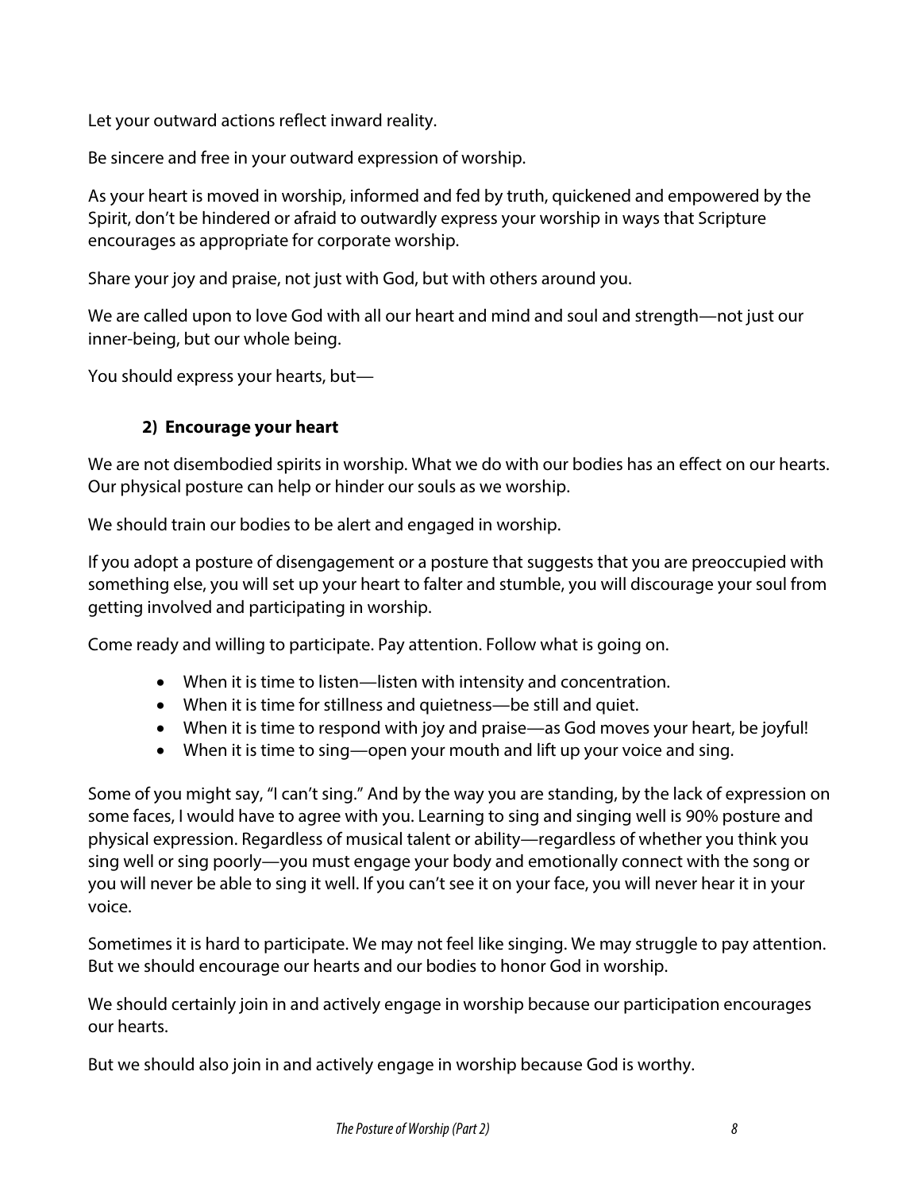Let your outward actions reflect inward reality.

Be sincere and free in your outward expression of worship.

As your heart is moved in worship, informed and fed by truth, quickened and empowered by the Spirit, don't be hindered or afraid to outwardly express your worship in ways that Scripture encourages as appropriate for corporate worship.

Share your joy and praise, not just with God, but with others around you.

We are called upon to love God with all our heart and mind and soul and strength—not just our inner-being, but our whole being.

You should express your hearts, but—

### 2) Encourage your heart

We are not disembodied spirits in worship. What we do with our bodies has an effect on our hearts. Our physical posture can help or hinder our souls as we worship.

We should train our bodies to be alert and engaged in worship.

If you adopt a posture of disengagement or a posture that suggests that you are preoccupied with something else, you will set up your heart to falter and stumble, you will discourage your soul from getting involved and participating in worship.

Come ready and willing to participate. Pay attention. Follow what is going on.

- When it is time to listen—listen with intensity and concentration.
- When it is time for stillness and quietness—be still and quiet.
- When it is time to respond with joy and praise—as God moves your heart, be joyful!
- When it is time to sing—open your mouth and lift up your voice and sing.

Some of you might say, "I can't sing." And by the way you are standing, by the lack of expression on some faces, I would have to agree with you. Learning to sing and singing well is 90% posture and physical expression. Regardless of musical talent or ability—regardless of whether you think you sing well or sing poorly—you must engage your body and emotionally connect with the song or you will never be able to sing it well. If you can't see it on your face, you will never hear it in your voice.

Sometimes it is hard to participate. We may not feel like singing. We may struggle to pay attention. But we should encourage our hearts and our bodies to honor God in worship.

We should certainly join in and actively engage in worship because our participation encourages our hearts.

But we should also join in and actively engage in worship because God is worthy.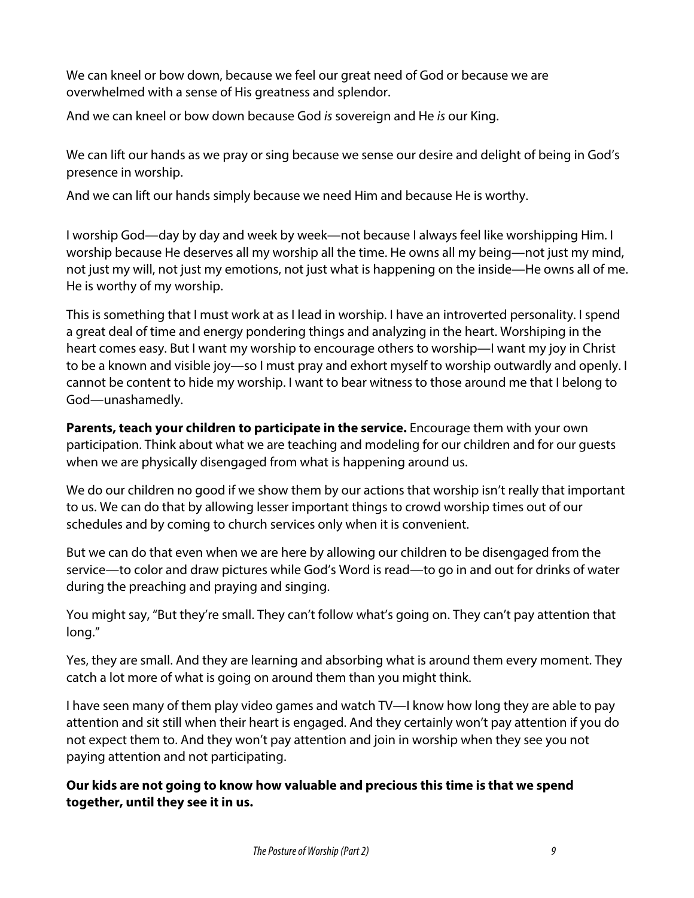We can kneel or bow down, because we feel our great need of God or because we are overwhelmed with a sense of His greatness and splendor.

And we can kneel or bow down because God *is* sovereign and He *is* our King.

We can lift our hands as we pray or sing because we sense our desire and delight of being in God's presence in worship.

And we can lift our hands simply because we need Him and because He is worthy.

I worship God—day by day and week by week—not because I always feel like worshipping Him. I worship because He deserves all my worship all the time. He owns all my being—not just my mind, not just my will, not just my emotions, not just what is happening on the inside—He owns all of me. He is worthy of my worship.

This is something that I must work at as I lead in worship. I have an introverted personality. I spend a great deal of time and energy pondering things and analyzing in the heart. Worshiping in the heart comes easy. But I want my worship to encourage others to worship—I want my joy in Christ to be a known and visible joy—so I must pray and exhort myself to worship outwardly and openly. I cannot be content to hide my worship. I want to bear witness to those around me that I belong to God—unashamedly.

**Parents, teach your children to participate in the service.** Encourage them with your own participation. Think about what we are teaching and modeling for our children and for our guests when we are physically disengaged from what is happening around us.

We do our children no good if we show them by our actions that worship isn't really that important to us. We can do that by allowing lesser important things to crowd worship times out of our schedules and by coming to church services only when it is convenient.

But we can do that even when we are here by allowing our children to be disengaged from the service—to color and draw pictures while God's Word is read—to go in and out for drinks of water during the preaching and praying and singing.

You might say, "But they're small. They can't follow what's going on. They can't pay attention that long."

Yes, they are small. And they are learning and absorbing what is around them every moment. They catch a lot more of what is going on around them than you might think.

I have seen many of them play video games and watch TV—I know how long they are able to pay attention and sit still when their heart is engaged. And they certainly won't pay attention if you do not expect them to. And they won't pay attention and join in worship when they see you not paying attention and not participating.

**Our kids are not going to know how valuable and precious this time is that we spend together, until they see it in us.**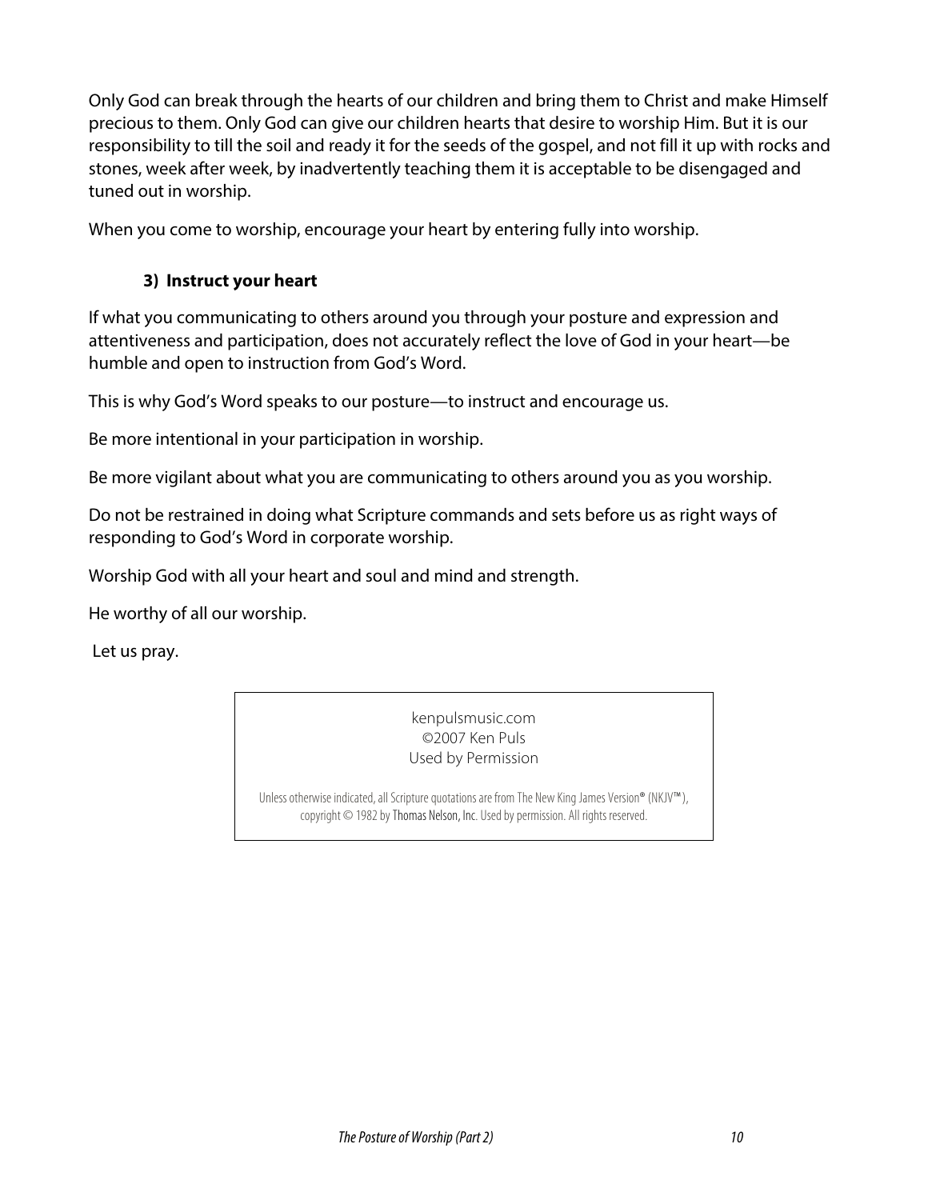Only God can break through the hearts of our children and bring them to Christ and make Himself precious to them. Only God can give our children hearts that desire to worship Him. But it is our responsibility to till the soil and ready it for the seeds of the gospel, and not fill it up with rocks and stones, week after week, by inadvertently teaching them it is acceptable to be disengaged and tuned out in worship.

When you come to worship, encourage your heart by entering fully into worship.

### 3) Instruct your heart

If what you communicating to others around you through your posture and expression and attentiveness and participation, does not accurately reflect the love of God in your heart—be humble and open to instruction from God's Word.

This is why God's Word speaks to our posture—to instruct and encourage us.

Be more intentional in your participation in worship.

Be more vigilant about what you are communicating to others around you as you worship.

Do not be restrained in doing what Scripture commands and sets before us as right ways of responding to God's Word in corporate worship.

Worship God with all your heart and soul and mind and strength.

He worthy of all our worship.

Let us pray.

kenpulsmusic.com
©2007 Ken Puls
Used by Permission

Unless otherwise indicated, all Scripture quotations are from The New King James Version® (NKJV™), copyright © 1982 by Thomas Nelson, Inc. Used by permission. All rights reserved.